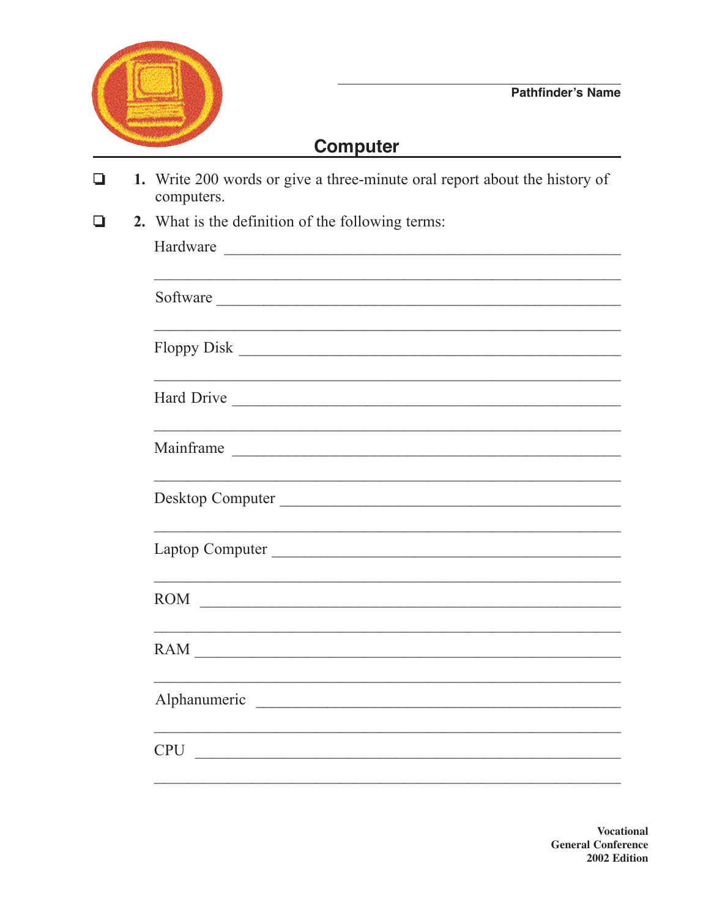______________________________

**Pathfinder's Name**

# Computer

- ❑ **1.** Write 200 words or give a three-minute oral report about the history of computers.
- ❑ **2.** What is the definition of the following terms:

Hardware ______________________________________________

______________________________________________

Software ______________________________________________

______________________________________________

Floppy Disk ______________________________________________

______________________________________________

Hard Drive ______________________________________________

______________________________________________

Mainframe ______________________________________________

______________________________________________

Desktop Computer ______________________________________________

______________________________________________

Laptop Computer ______________________________________________

______________________________________________

ROM ______________________________________________

______________________________________________

RAM ______________________________________________

______________________________________________

Alphanumeric ______________________________________________

______________________________________________

CPU ______________________________________________

______________________________________________

**Vocational**
**General Conference**
**2002 Edition**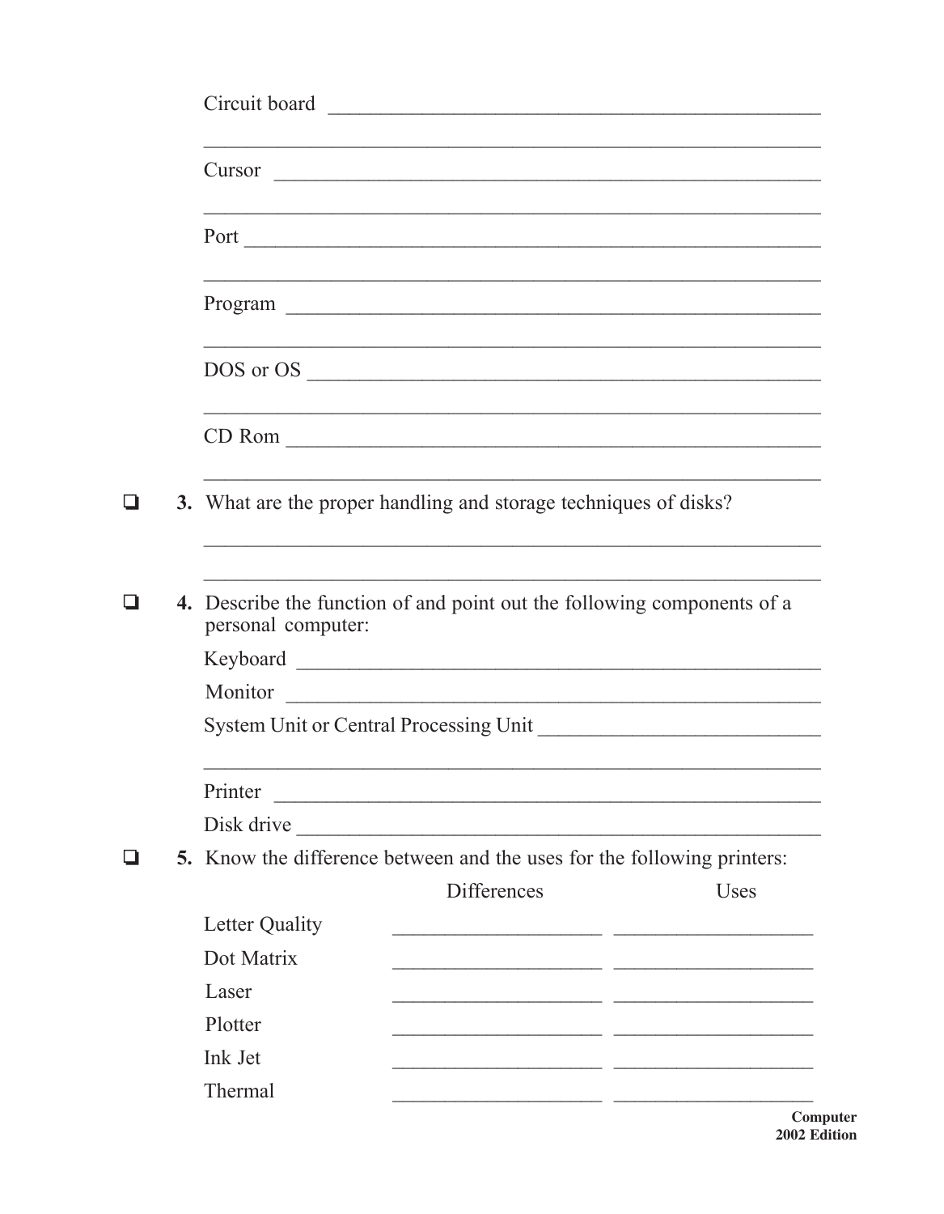Circuit board ______________________________________________

______________________________________________

Cursor ______________________________________________

______________________________________________

Port ______________________________________________

______________________________________________

Program ______________________________________________

______________________________________________

DOS or OS ______________________________________________

______________________________________________

CD Rom ______________________________________________

______________________________________________

❑ **3.** What are the proper handling and storage techniques of disks?

______________________________________________

______________________________________________

❑ **4.** Describe the function of and point out the following components of a personal computer:

Keyboard ______________________________________________

Monitor ______________________________________________

System Unit or Central Processing Unit ______________________________

______________________________________________

Printer ______________________________________________

Disk drive ______________________________________________

❑ **5.** Know the difference between and the uses for the following printers:

| | Differences | Uses |
|---|---|---|
| Letter Quality | ____________________ | ____________________ |
| Dot Matrix | ____________________ | ____________________ |
| Laser | ____________________ | ____________________ |
| Plotter | ____________________ | ____________________ |
| Ink Jet | ____________________ | ____________________ |
| Thermal | ____________________ | ____________________ |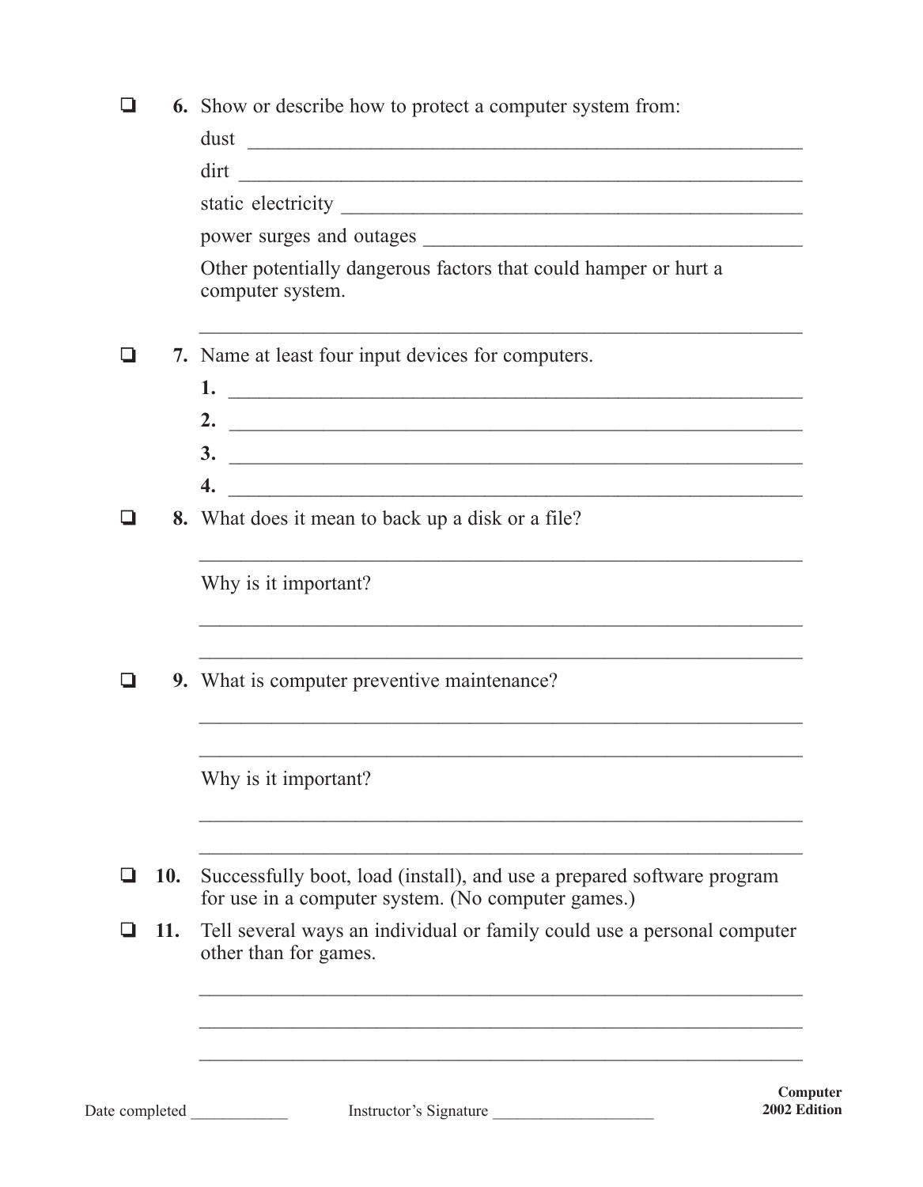- [ ] **6.** Show or describe how to protect a computer system from:

  dust ______________________________________________________

  dirt ______________________________________________________

  static electricity ______________________________________________

  power surges and outages ________________________________________

  Other potentially dangerous factors that could hamper or hurt a computer system.

  ______________________________________________________________

- [ ] **7.** Name at least four input devices for computers.

  **1.** ______________________________________________________

  **2.** ______________________________________________________

  **3.** ______________________________________________________

  **4.** ______________________________________________________

- [ ] **8.** What does it mean to back up a disk or a file?

  ______________________________________________________________

  Why is it important?

  ______________________________________________________________

  ______________________________________________________________

- [ ] **9.** What is computer preventive maintenance?

  ______________________________________________________________

  ______________________________________________________________

  Why is it important?

  ______________________________________________________________

  ______________________________________________________________

- [ ] **10.** Successfully boot, load (install), and use a prepared software program for use in a computer system. (No computer games.)

- [ ] **11.** Tell several ways an individual or family could use a personal computer other than for games.

  ______________________________________________________________

  ______________________________________________________________

  ______________________________________________________________

Date completed ____________ Instructor's Signature ____________________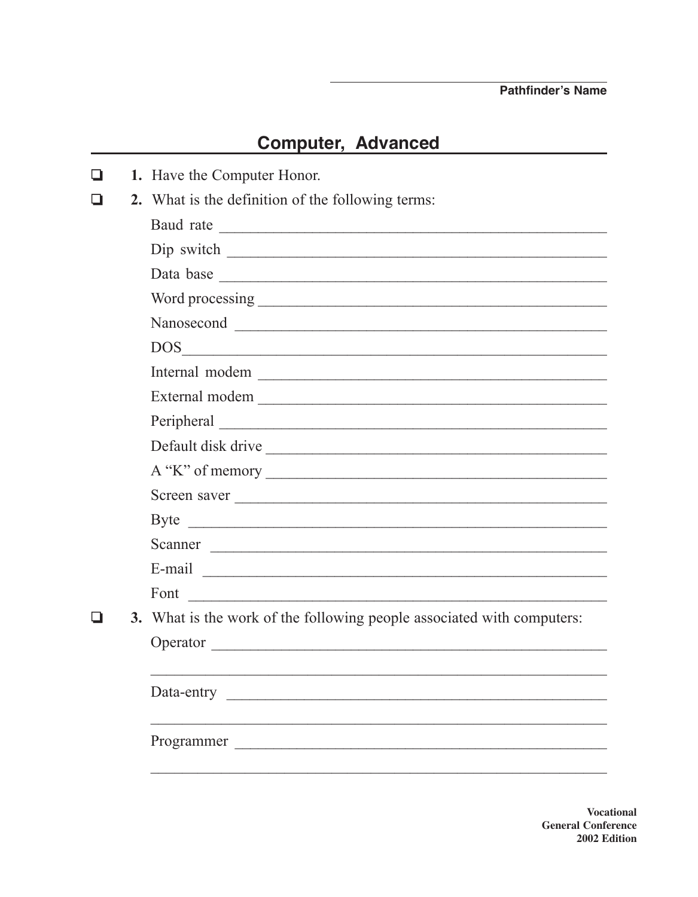Pathfinder's Name

# Computer, Advanced

- ❑ **1.** Have the Computer Honor.
- ❑ **2.** What is the definition of the following terms:

  Baud rate ____________________________________________

  Dip switch ____________________________________________

  Data base ____________________________________________

  Word processing ________________________________________

  Nanosecond ____________________________________________

  DOS__________________________________________________

  Internal modem _________________________________________

  External modem _________________________________________

  Peripheral ____________________________________________

  Default disk drive _______________________________________

  A "K" of memory ________________________________________

  Screen saver ___________________________________________

  Byte ________________________________________________

  Scanner ______________________________________________

  E-mail _______________________________________________

  Font ________________________________________________

- ❑ **3.** What is the work of the following people associated with computers:

  Operator ______________________________________________

  ______________________________________________________

  Data-entry _____________________________________________

  ______________________________________________________

  Programmer ____________________________________________

  ______________________________________________________

**Vocational**
**General Conference**
**2002 Edition**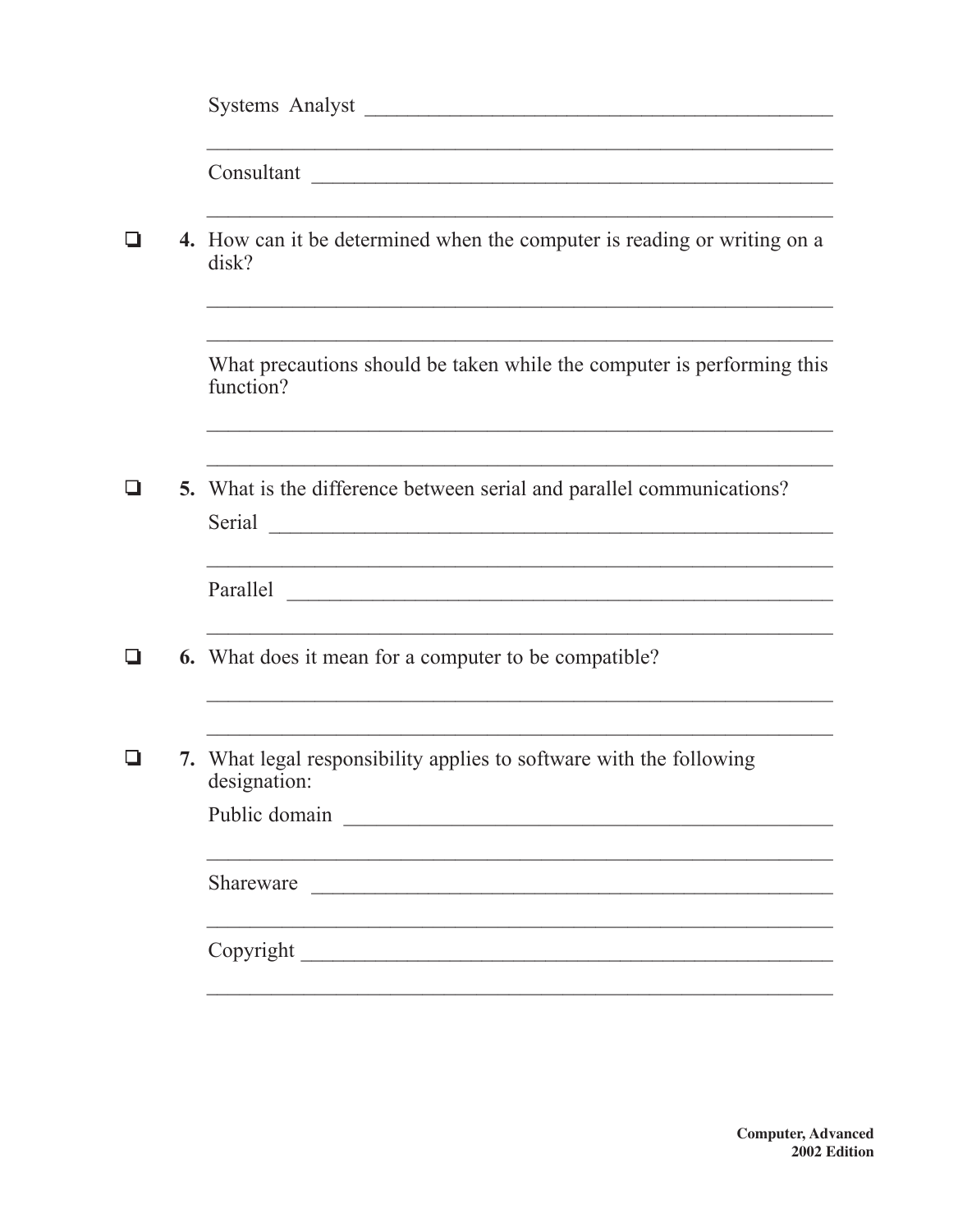Systems Analyst ______________________________________________

____________________________________________________________

Consultant __________________________________________________

____________________________________________________________

- ❑ **4.** How can it be determined when the computer is reading or writing on a disk?

  ____________________________________________________________

  ____________________________________________________________

  What precautions should be taken while the computer is performing this function?

  ____________________________________________________________

  ____________________________________________________________

- ❑ **5.** What is the difference between serial and parallel communications?

  Serial ______________________________________________________

  ____________________________________________________________

  Parallel _____________________________________________________

  ____________________________________________________________

- ❑ **6.** What does it mean for a computer to be compatible?

  ____________________________________________________________

  ____________________________________________________________

- ❑ **7.** What legal responsibility applies to software with the following designation:

  Public domain ________________________________________________

  ____________________________________________________________

  Shareware ___________________________________________________

  ____________________________________________________________

  Copyright ___________________________________________________

  ____________________________________________________________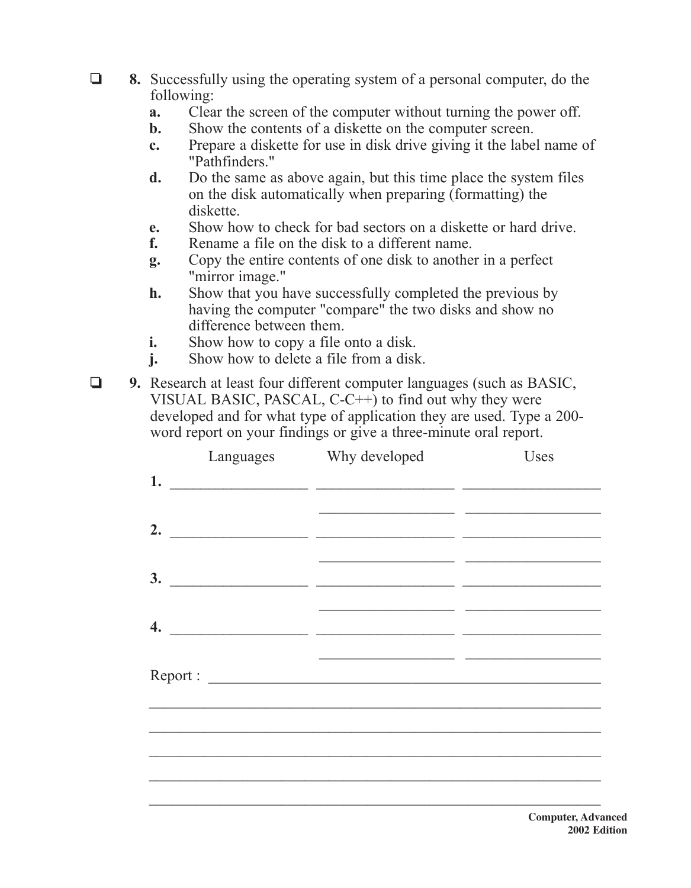- ❑ **8.** Successfully using the operating system of a personal computer, do the following:
  - **a.** Clear the screen of the computer without turning the power off.
  - **b.** Show the contents of a diskette on the computer screen.
  - **c.** Prepare a diskette for use in disk drive giving it the label name of "Pathfinders."
  - **d.** Do the same as above again, but this time place the system files on the disk automatically when preparing (formatting) the diskette.
  - **e.** Show how to check for bad sectors on a diskette or hard drive.
  - **f.** Rename a file on the disk to a different name.
  - **g.** Copy the entire contents of one disk to another in a perfect "mirror image."
  - **h.** Show that you have successfully completed the previous by having the computer "compare" the two disks and show no difference between them.
  - **i.** Show how to copy a file onto a disk.
  - **j.** Show how to delete a file from a disk.

- ❑ **9.** Research at least four different computer languages (such as BASIC, VISUAL BASIC, PASCAL, C-C++) to find out why they were developed and for what type of application they are used. Type a 200-word report on your findings or give a three-minute oral report.

| | Languages | Why developed | Uses |
|---|---|---|---|
| **1.** | __________________ | __________________ | __________________ |
| | | __________________ | __________________ |
| **2.** | __________________ | __________________ | __________________ |
| | | __________________ | __________________ |
| **3.** | __________________ | __________________ | __________________ |
| | | __________________ | __________________ |
| **4.** | __________________ | __________________ | __________________ |
| | | __________________ | __________________ |

Report : ______________________________________________________

_____________________________________________________________

_____________________________________________________________

_____________________________________________________________

_____________________________________________________________

_____________________________________________________________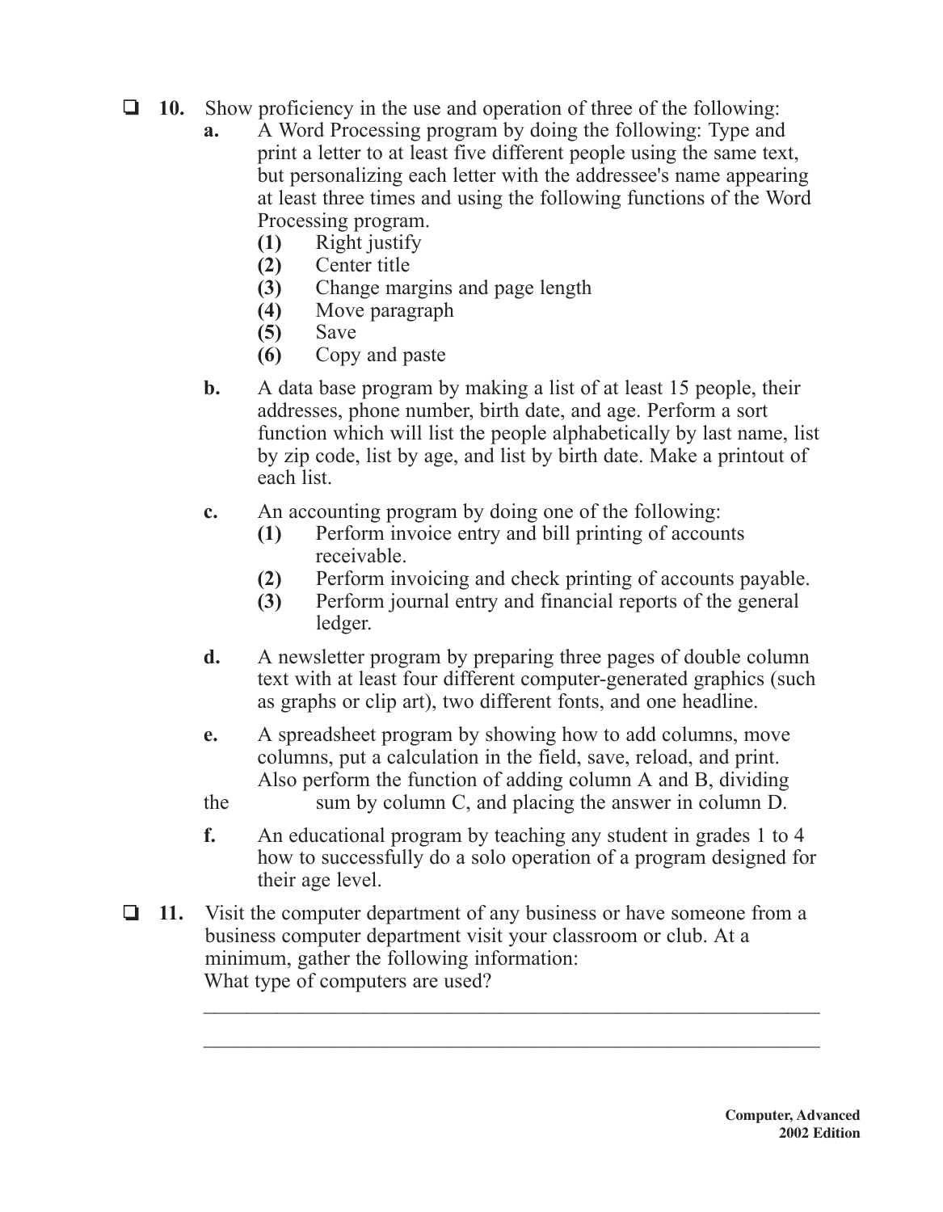- ❑ **10.** Show proficiency in the use and operation of three of the following:
  - **a.** A Word Processing program by doing the following: Type and print a letter to at least five different people using the same text, but personalizing each letter with the addressee's name appearing at least three times and using the following functions of the Word Processing program.
    - **(1)** Right justify
    - **(2)** Center title
    - **(3)** Change margins and page length
    - **(4)** Move paragraph
    - **(5)** Save
    - **(6)** Copy and paste
  - **b.** A data base program by making a list of at least 15 people, their addresses, phone number, birth date, and age. Perform a sort function which will list the people alphabetically by last name, list by zip code, list by age, and list by birth date. Make a printout of each list.
  - **c.** An accounting program by doing one of the following:
    - **(1)** Perform invoice entry and bill printing of accounts receivable.
    - **(2)** Perform invoicing and check printing of accounts payable.
    - **(3)** Perform journal entry and financial reports of the general ledger.
  - **d.** A newsletter program by preparing three pages of double column text with at least four different computer-generated graphics (such as graphs or clip art), two different fonts, and one headline.
  - **e.** A spreadsheet program by showing how to add columns, move columns, put a calculation in the field, save, reload, and print. Also perform the function of adding column A and B, dividing the sum by column C, and placing the answer in column D.
  - **f.** An educational program by teaching any student in grades 1 to 4 how to successfully do a solo operation of a program designed for their age level.
- ❑ **11.** Visit the computer department of any business or have someone from a business computer department visit your classroom or club. At a minimum, gather the following information:

  What type of computers are used?

  ______________________________________________________________

  ______________________________________________________________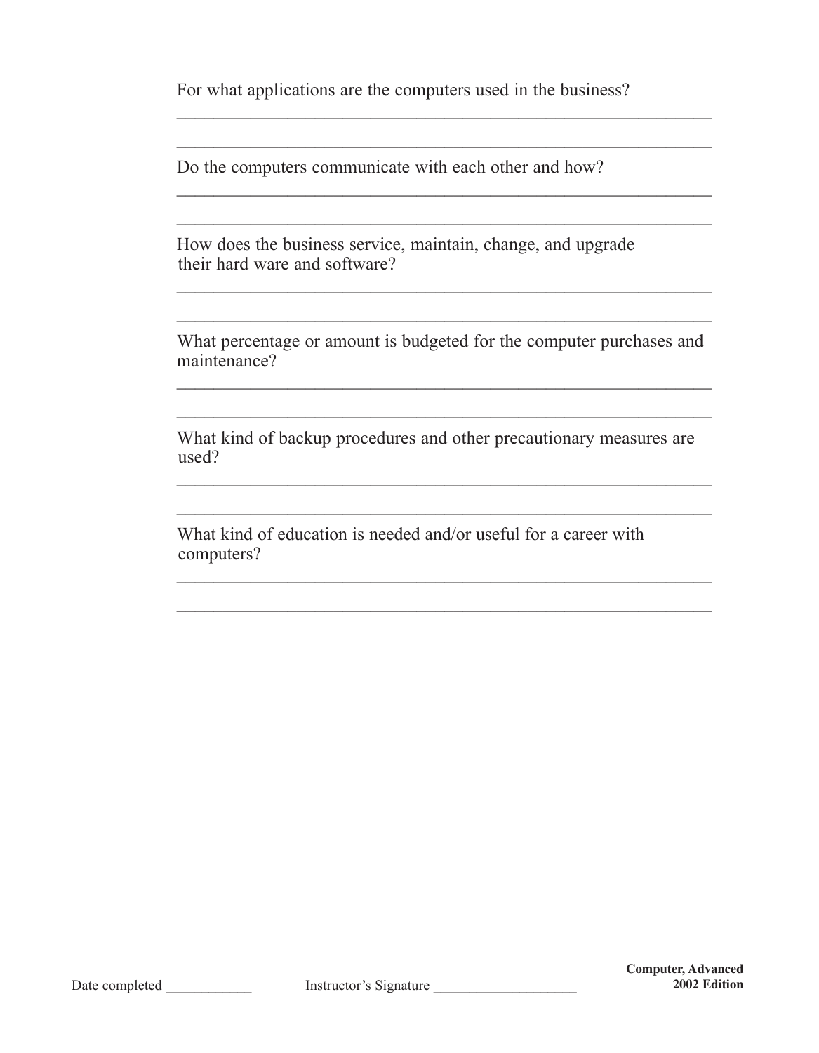For what applications are the computers used in the business?

_______________________________________________________________

_______________________________________________________________

Do the computers communicate with each other and how?

_______________________________________________________________

_______________________________________________________________

How does the business service, maintain, change, and upgrade their hard ware and software?

_______________________________________________________________

_______________________________________________________________

What percentage or amount is budgeted for the computer purchases and maintenance?

_______________________________________________________________

_______________________________________________________________

What kind of backup procedures and other precautionary measures are used?

_______________________________________________________________

_______________________________________________________________

What kind of education is needed and/or useful for a career with computers?

_______________________________________________________________

_______________________________________________________________

Date completed ____________ Instructor's Signature ____________________

**Computer, Advanced**
**2002 Edition**